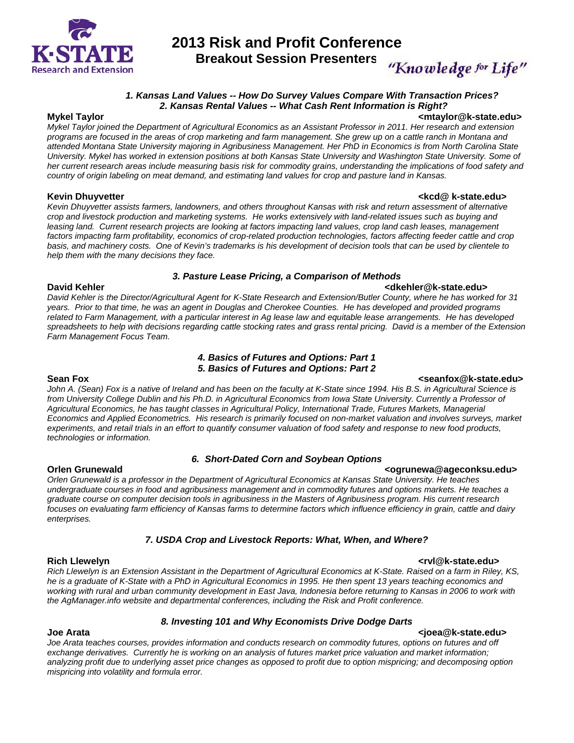# 2013 Risk and Profit Conference

## Breakout Session Presenters

"Knowledge for Life"

### *1. Kansas Land Values -- How Do Survey Values Compare With Transaction Prices?*
### *2. Kansas Rental Values -- What Cash Rent Information is Right?*

**Mykel Taylor** **<mtaylor@k-state.edu>**

*Mykel Taylor joined the Department of Agricultural Economics as an Assistant Professor in 2011. Her research and extension programs are focused in the areas of crop marketing and farm management. She grew up on a cattle ranch in Montana and attended Montana State University majoring in Agribusiness Management. Her PhD in Economics is from North Carolina State University. Mykel has worked in extension positions at both Kansas State University and Washington State University. Some of her current research areas include measuring basis risk for commodity grains, understanding the implications of food safety and country of origin labeling on meat demand, and estimating land values for crop and pasture land in Kansas.*

**Kevin Dhuyvetter** **<kcd@ k-state.edu>**

*Kevin Dhuyvetter assists farmers, landowners, and others throughout Kansas with risk and return assessment of alternative crop and livestock production and marketing systems. He works extensively with land-related issues such as buying and leasing land. Current research projects are looking at factors impacting land values, crop land cash leases, management factors impacting farm profitability, economics of crop-related production technologies, factors affecting feeder cattle and crop basis, and machinery costs. One of Kevin's trademarks is his development of decision tools that can be used by clientele to help them with the many decisions they face.*

### *3. Pasture Lease Pricing, a Comparison of Methods*

**David Kehler** **<dkehler@k-state.edu>**

*David Kehler is the Director/Agricultural Agent for K-State Research and Extension/Butler County, where he has worked for 31 years. Prior to that time, he was an agent in Douglas and Cherokee Counties. He has developed and provided programs related to Farm Management, with a particular interest in Ag lease law and equitable lease arrangements. He has developed spreadsheets to help with decisions regarding cattle stocking rates and grass rental pricing. David is a member of the Extension Farm Management Focus Team.*

### *4. Basics of Futures and Options: Part 1*
### *5. Basics of Futures and Options: Part 2*

**Sean Fox** **<seanfox@k-state.edu>**

*John A. (Sean) Fox is a native of Ireland and has been on the faculty at K-State since 1994. His B.S. in Agricultural Science is from University College Dublin and his Ph.D. in Agricultural Economics from Iowa State University. Currently a Professor of Agricultural Economics, he has taught classes in Agricultural Policy, International Trade, Futures Markets, Managerial Economics and Applied Econometrics. His research is primarily focused on non-market valuation and involves surveys, market experiments, and retail trials in an effort to quantify consumer valuation of food safety and response to new food products, technologies or information.*

### *6. Short-Dated Corn and Soybean Options*

**Orlen Grunewald** **<ogrunewa@ageconksu.edu>**

*Orlen Grunewald is a professor in the Department of Agricultural Economics at Kansas State University. He teaches undergraduate courses in food and agribusiness management and in commodity futures and options markets. He teaches a graduate course on computer decision tools in agribusiness in the Masters of Agribusiness program. His current research focuses on evaluating farm efficiency of Kansas farms to determine factors which influence efficiency in grain, cattle and dairy enterprises.*

### *7. USDA Crop and Livestock Reports: What, When, and Where?*

**Rich Llewelyn** **<rvl@k-state.edu>**

*Rich Llewelyn is an Extension Assistant in the Department of Agricultural Economics at K-State. Raised on a farm in Riley, KS, he is a graduate of K-State with a PhD in Agricultural Economics in 1995. He then spent 13 years teaching economics and working with rural and urban community development in East Java, Indonesia before returning to Kansas in 2006 to work with the AgManager.info website and departmental conferences, including the Risk and Profit conference.*

### *8. Investing 101 and Why Economists Drive Dodge Darts*

**Joe Arata** **<joea@k-state.edu>**

*Joe Arata teaches courses, provides information and conducts research on commodity futures, options on futures and off exchange derivatives. Currently he is working on an analysis of futures market price valuation and market information; analyzing profit due to underlying asset price changes as opposed to profit due to option mispricing; and decomposing option mispricing into volatility and formula error.*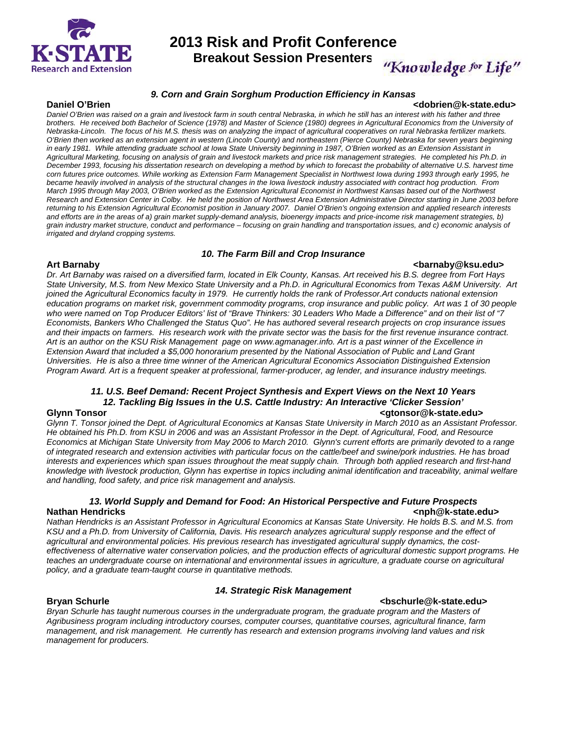# 2013 Risk and Profit Conference

## Breakout Session Presenters

"Knowledge for Life"

### *9. Corn and Grain Sorghum Production Efficiency in Kansas*

**Daniel O'Brien** **<dobrien@k-state.edu>**

*Daniel O'Brien was raised on a grain and livestock farm in south central Nebraska, in which he still has an interest with his father and three brothers. He received both Bachelor of Science (1978) and Master of Science (1980) degrees in Agricultural Economics from the University of Nebraska-Lincoln. The focus of his M.S. thesis was on analyzing the impact of agricultural cooperatives on rural Nebraska fertilizer markets. O'Brien then worked as an extension agent in western (Lincoln County) and northeastern (Pierce County) Nebraska for seven years beginning in early 1981. While attending graduate school at Iowa State University beginning in 1987, O'Brien worked as an Extension Assistant in Agricultural Marketing, focusing on analysis of grain and livestock markets and price risk management strategies. He completed his Ph.D. in December 1993, focusing his dissertation research on developing a method by which to forecast the probability of alternative U.S. harvest time corn futures price outcomes. While working as Extension Farm Management Specialist in Northwest Iowa during 1993 through early 1995, he became heavily involved in analysis of the structural changes in the Iowa livestock industry associated with contract hog production. From March 1995 through May 2003, O'Brien worked as the Extension Agricultural Economist in Northwest Kansas based out of the Northwest Research and Extension Center in Colby. He held the position of Northwest Area Extension Administrative Director starting in June 2003 before returning to his Extension Agricultural Economist position in January 2007. Daniel O'Brien's ongoing extension and applied research interests and efforts are in the areas of a) grain market supply-demand analysis, bioenergy impacts and price-income risk management strategies, b) grain industry market structure, conduct and performance – focusing on grain handling and transportation issues, and c) economic analysis of irrigated and dryland cropping systems.*

### *10. The Farm Bill and Crop Insurance*

**Art Barnaby** **<barnaby@ksu.edu>**

*Dr. Art Barnaby was raised on a diversified farm, located in Elk County, Kansas. Art received his B.S. degree from Fort Hays State University, M.S. from New Mexico State University and a Ph.D. in Agricultural Economics from Texas A&M University. Art joined the Agricultural Economics faculty in 1979. He currently holds the rank of Professor.Art conducts national extension education programs on market risk, government commodity programs, crop insurance and public policy. Art was 1 of 30 people who were named on Top Producer Editors' list of "Brave Thinkers: 30 Leaders Who Made a Difference" and on their list of "7 Economists, Bankers Who Challenged the Status Quo". He has authored several research projects on crop insurance issues and their impacts on farmers. His research work with the private sector was the basis for the first revenue insurance contract. Art is an author on the KSU Risk Management page on www.agmanager.info. Art is a past winner of the Excellence in Extension Award that included a $5,000 honorarium presented by the National Association of Public and Land Grant Universities. He is also a three time winner of the American Agricultural Economics Association Distinguished Extension Program Award. Art is a frequent speaker at professional, farmer-producer, ag lender, and insurance industry meetings.*

### *11. U.S. Beef Demand: Recent Project Synthesis and Expert Views on the Next 10 Years*
### *12. Tackling Big Issues in the U.S. Cattle Industry: An Interactive 'Clicker Session'*

**Glynn Tonsor** **<gtonsor@k-state.edu>**

*Glynn T. Tonsor joined the Dept. of Agricultural Economics at Kansas State University in March 2010 as an Assistant Professor. He obtained his Ph.D. from KSU in 2006 and was an Assistant Professor in the Dept. of Agricultural, Food, and Resource Economics at Michigan State University from May 2006 to March 2010. Glynn's current efforts are primarily devoted to a range of integrated research and extension activities with particular focus on the cattle/beef and swine/pork industries. He has broad interests and experiences which span issues throughout the meat supply chain. Through both applied research and first-hand knowledge with livestock production, Glynn has expertise in topics including animal identification and traceability, animal welfare and handling, food safety, and price risk management and analysis.*

### *13. World Supply and Demand for Food: An Historical Perspective and Future Prospects*

**Nathan Hendricks** **<nph@k-state.edu>**

*Nathan Hendricks is an Assistant Professor in Agricultural Economics at Kansas State University. He holds B.S. and M.S. from KSU and a Ph.D. from University of California, Davis. His research analyzes agricultural supply response and the effect of agricultural and environmental policies. His previous research has investigated agricultural supply dynamics, the cost-effectiveness of alternative water conservation policies, and the production effects of agricultural domestic support programs. He teaches an undergraduate course on international and environmental issues in agriculture, a graduate course on agricultural policy, and a graduate team-taught course in quantitative methods.*

### *14. Strategic Risk Management*

**Bryan Schurle** **<bschurle@k-state.edu>**

*Bryan Schurle has taught numerous courses in the undergraduate program, the graduate program and the Masters of Agribusiness program including introductory courses, computer courses, quantitative courses, agricultural finance, farm management, and risk management. He currently has research and extension programs involving land values and risk management for producers.*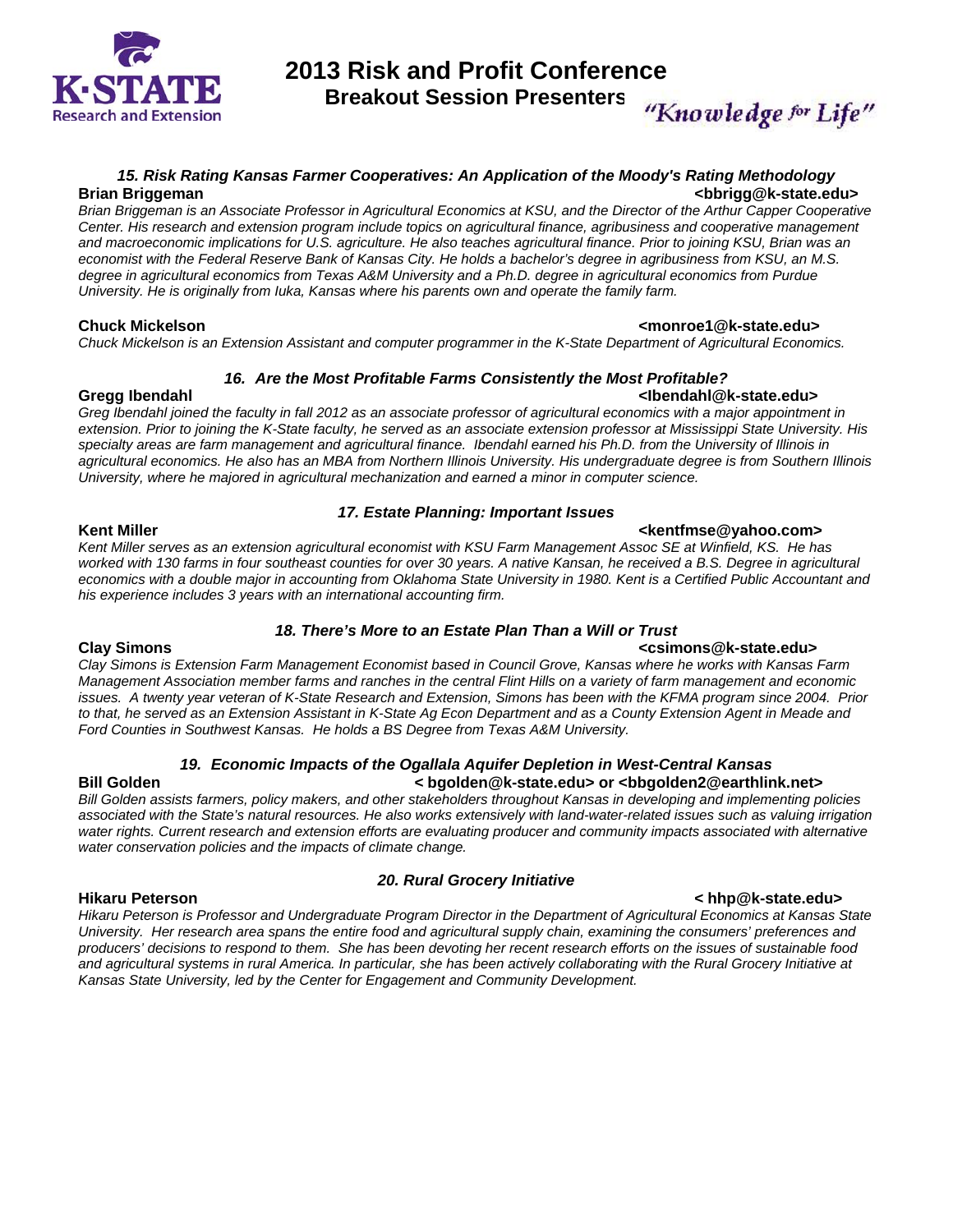# 2013 Risk and Profit Conference

## Breakout Session Presenters

"Knowledge for Life"

### *15. Risk Rating Kansas Farmer Cooperatives: An Application of the Moody's Rating Methodology*

**Brian Briggeman** **<bbrigg@k-state.edu>**

*Brian Briggeman is an Associate Professor in Agricultural Economics at KSU, and the Director of the Arthur Capper Cooperative Center. His research and extension program include topics on agricultural finance, agribusiness and cooperative management and macroeconomic implications for U.S. agriculture. He also teaches agricultural finance. Prior to joining KSU, Brian was an economist with the Federal Reserve Bank of Kansas City. He holds a bachelor's degree in agribusiness from KSU, an M.S. degree in agricultural economics from Texas A&M University and a Ph.D. degree in agricultural economics from Purdue University. He is originally from Iuka, Kansas where his parents own and operate the family farm.*

**Chuck Mickelson** **<monroe1@k-state.edu>**

*Chuck Mickelson is an Extension Assistant and computer programmer in the K-State Department of Agricultural Economics.*

### *16. Are the Most Profitable Farms Consistently the Most Profitable?*

**Gregg Ibendahl** **<Ibendahl@k-state.edu>**

*Greg Ibendahl joined the faculty in fall 2012 as an associate professor of agricultural economics with a major appointment in extension. Prior to joining the K-State faculty, he served as an associate extension professor at Mississippi State University. His specialty areas are farm management and agricultural finance. Ibendahl earned his Ph.D. from the University of Illinois in agricultural economics. He also has an MBA from Northern Illinois University. His undergraduate degree is from Southern Illinois University, where he majored in agricultural mechanization and earned a minor in computer science.*

### *17. Estate Planning: Important Issues*

**Kent Miller** **<kentfmse@yahoo.com>**

*Kent Miller serves as an extension agricultural economist with KSU Farm Management Assoc SE at Winfield, KS. He has worked with 130 farms in four southeast counties for over 30 years. A native Kansan, he received a B.S. Degree in agricultural economics with a double major in accounting from Oklahoma State University in 1980. Kent is a Certified Public Accountant and his experience includes 3 years with an international accounting firm.*

### *18. There's More to an Estate Plan Than a Will or Trust*

**Clay Simons** **<csimons@k-state.edu>**

*Clay Simons is Extension Farm Management Economist based in Council Grove, Kansas where he works with Kansas Farm Management Association member farms and ranches in the central Flint Hills on a variety of farm management and economic issues. A twenty year veteran of K-State Research and Extension, Simons has been with the KFMA program since 2004. Prior to that, he served as an Extension Assistant in K-State Ag Econ Department and as a County Extension Agent in Meade and Ford Counties in Southwest Kansas. He holds a BS Degree from Texas A&M University.*

### *19. Economic Impacts of the Ogallala Aquifer Depletion in West-Central Kansas*

**Bill Golden** **< bgolden@k-state.edu> or <bbgolden2@earthlink.net>**

*Bill Golden assists farmers, policy makers, and other stakeholders throughout Kansas in developing and implementing policies associated with the State's natural resources. He also works extensively with land-water-related issues such as valuing irrigation water rights. Current research and extension efforts are evaluating producer and community impacts associated with alternative water conservation policies and the impacts of climate change.*

### *20. Rural Grocery Initiative*

**Hikaru Peterson** **< hhp@k-state.edu>**

*Hikaru Peterson is Professor and Undergraduate Program Director in the Department of Agricultural Economics at Kansas State University. Her research area spans the entire food and agricultural supply chain, examining the consumers' preferences and producers' decisions to respond to them. She has been devoting her recent research efforts on the issues of sustainable food and agricultural systems in rural America. In particular, she has been actively collaborating with the Rural Grocery Initiative at Kansas State University, led by the Center for Engagement and Community Development.*